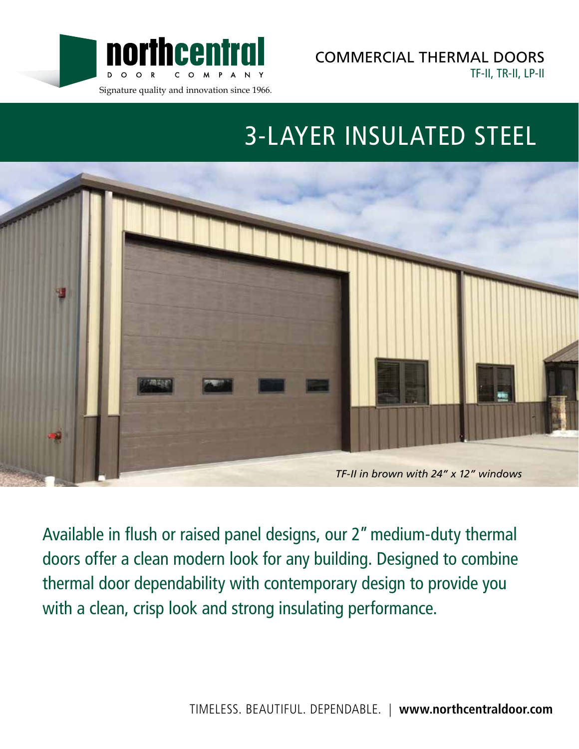northcentral
DOOR COMPANY
Signature quality and innovation since 1966.

COMMERCIAL THERMAL DOORS
TF-II, TR-II, LP-II

# 3-LAYER INSULATED STEEL

*TF-II in brown with 24″ x 12″ windows*

Available in flush or raised panel designs, our 2″ medium-duty thermal doors offer a clean modern look for any building. Designed to combine thermal door dependability with contemporary design to provide you with a clean, crisp look and strong insulating performance.

TIMELESS. BEAUTIFUL. DEPENDABLE. | **www.northcentraldoor.com**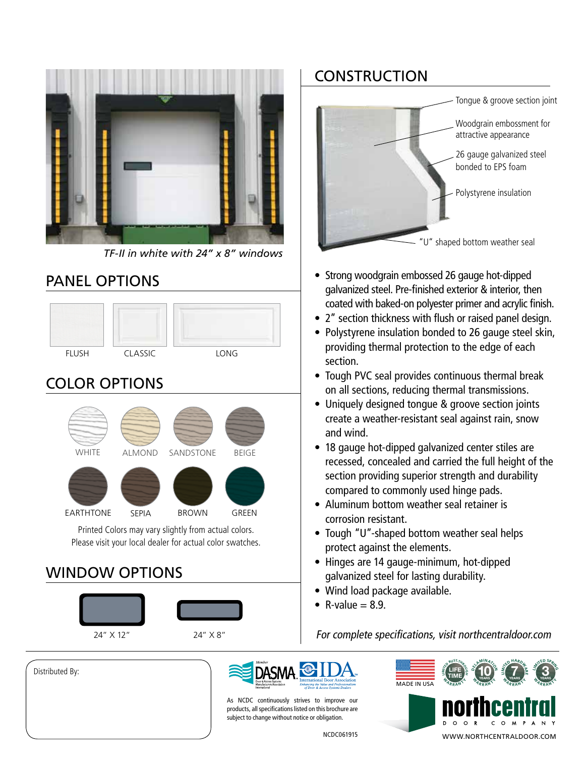*TF-II in white with 24" x 8" windows*

## PANEL OPTIONS

FLUSH | CLASSIC | LONG

## COLOR OPTIONS

WHITE | ALMOND | SANDSTONE | BEIGE

EARTHTONE | SEPIA | BROWN | GREEN

Printed Colors may vary slightly from actual colors.
Please visit your local dealer for actual color swatches.

## WINDOW OPTIONS

24" X 12" | 24" X 8"

## CONSTRUCTION

- Tongue & groove section joint
- Woodgrain embossment for attractive appearance
- 26 gauge galvanized steel bonded to EPS foam
- Polystyrene insulation
- "U" shaped bottom weather seal

- Strong woodgrain embossed 26 gauge hot-dipped galvanized steel. Pre-finished exterior & interior, then coated with baked-on polyester primer and acrylic finish.
- 2" section thickness with flush or raised panel design.
- Polystyrene insulation bonded to 26 gauge steel skin, providing thermal protection to the edge of each section.
- Tough PVC seal provides continuous thermal break on all sections, reducing thermal transmissions.
- Uniquely designed tongue & groove section joints create a weather-resistant seal against rain, snow and wind.
- 18 gauge hot-dipped galvanized center stiles are recessed, concealed and carried the full height of the section providing superior strength and durability compared to commonly used hinge pads.
- Aluminum bottom weather seal retainer is corrosion resistant.
- Tough "U"-shaped bottom weather seal helps protect against the elements.
- Hinges are 14 gauge-minimum, hot-dipped galvanized steel for lasting durability.
- Wind load package available.
- R-value = 8.9.

*For complete specifications, visit northcentraldoor.com*

Distributed By:

As NCDC continuously strives to improve our products, all specifications listed on this brochure are subject to change without notice or obligation.

NCDC061915

MADE IN USA

LIFETIME LIMITED RUST-THROUGH WARRANTY | 10 YEARS DELAMINATION WARRANTY | 7 YEARS LIMITED HARDWARE WARRANTY | 3 YEARS LIMITED SPRING WARRANTY

northcentral DOOR COMPANY

WWW.NORTHCENTRALDOOR.COM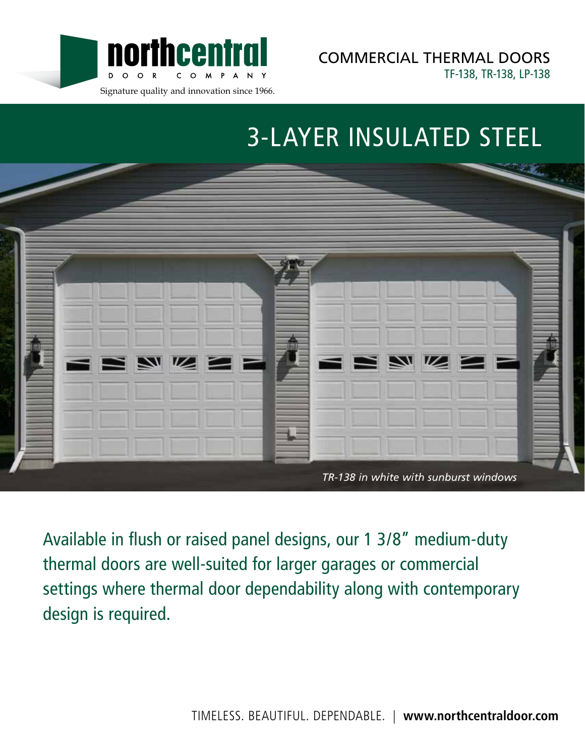northcentral DOOR COMPANY

Signature quality and innovation since 1966.

COMMERCIAL THERMAL DOORS
TF-138, TR-138, LP-138

# 3-LAYER INSULATED STEEL

*TR-138 in white with sunburst windows*

Available in flush or raised panel designs, our 1 3/8″ medium-duty thermal doors are well-suited for larger garages or commercial settings where thermal door dependability along with contemporary design is required.

TIMELESS. BEAUTIFUL. DEPENDABLE. | **www.northcentraldoor.com**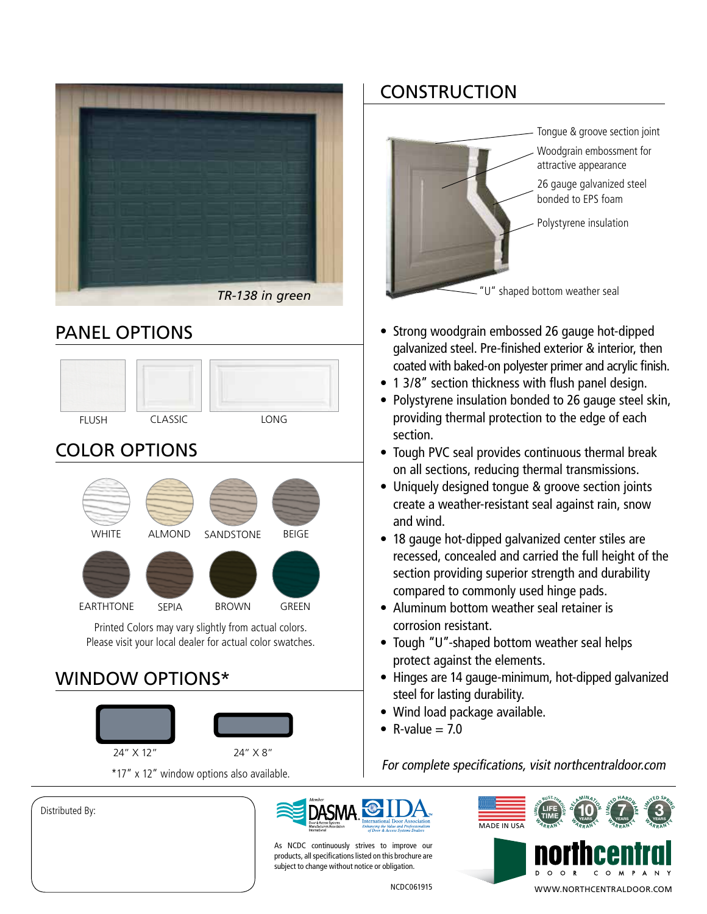TR-138 in green

## PANEL OPTIONS

FLUSH CLASSIC LONG

## COLOR OPTIONS

WHITE ALMOND SANDSTONE BEIGE

EARTHTONE SEPIA BROWN GREEN

Printed Colors may vary slightly from actual colors.
Please visit your local dealer for actual color swatches.

## WINDOW OPTIONS*

24" X 12" 24" X 8"

*17" x 12" window options also available.

## CONSTRUCTION

- Tongue & groove section joint
- Woodgrain embossment for attractive appearance
- 26 gauge galvanized steel bonded to EPS foam
- Polystyrene insulation
- "U" shaped bottom weather seal

---

- Strong woodgrain embossed 26 gauge hot-dipped galvanized steel. Pre-finished exterior & interior, then coated with baked-on polyester primer and acrylic finish.
- 1 3/8" section thickness with flush panel design.
- Polystyrene insulation bonded to 26 gauge steel skin, providing thermal protection to the edge of each section.
- Tough PVC seal provides continuous thermal break on all sections, reducing thermal transmissions.
- Uniquely designed tongue & groove section joints create a weather-resistant seal against rain, snow and wind.
- 18 gauge hot-dipped galvanized center stiles are recessed, concealed and carried the full height of the section providing superior strength and durability compared to commonly used hinge pads.
- Aluminum bottom weather seal retainer is corrosion resistant.
- Tough "U"-shaped bottom weather seal helps protect against the elements.
- Hinges are 14 gauge-minimum, hot-dipped galvanized steel for lasting durability.
- Wind load package available.
- R-value = 7.0

*For complete specifications, visit northcentraldoor.com*

Distributed By:

Member DASMA · IDA International Door Association

As NCDC continuously strives to improve our products, all specifications listed on this brochure are subject to change without notice or obligation.

NCDC061915

MADE IN USA

Limited Rust-Through Lifetime Warranty · Delamination 10 Years Warranty · Limited Hardware 7 Years Warranty · Limited Spring 3 Years Warranty

northcentral DOOR COMPANY

WWW.NORTHCENTRALDOOR.COM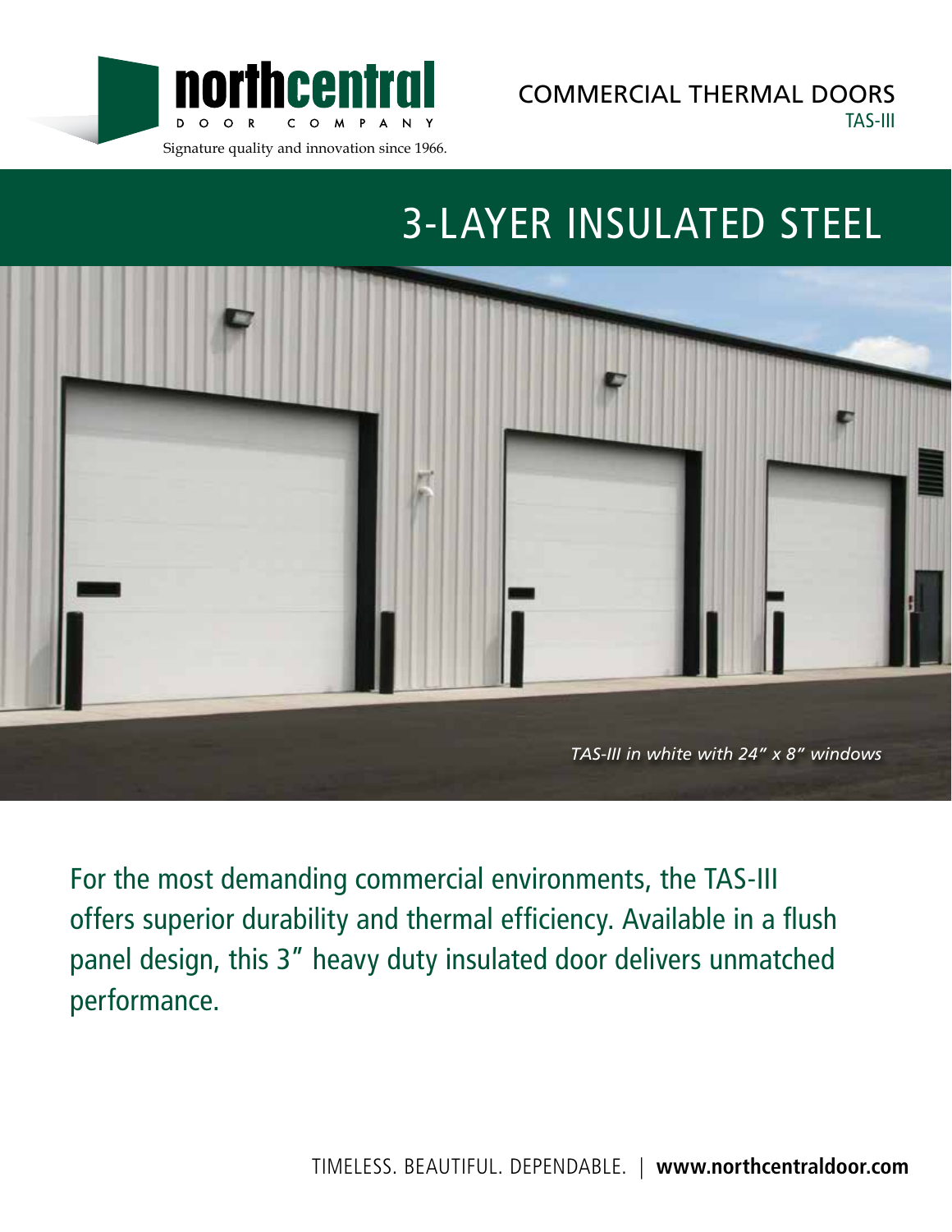northcentral DOOR COMPANY

Signature quality and innovation since 1966.

COMMERCIAL THERMAL DOORS
TAS-III

# 3-LAYER INSULATED STEEL

*TAS-III in white with 24" x 8" windows*

For the most demanding commercial environments, the TAS-III offers superior durability and thermal efficiency. Available in a flush panel design, this 3" heavy duty insulated door delivers unmatched performance.

TIMELESS. BEAUTIFUL. DEPENDABLE. | **www.northcentraldoor.com**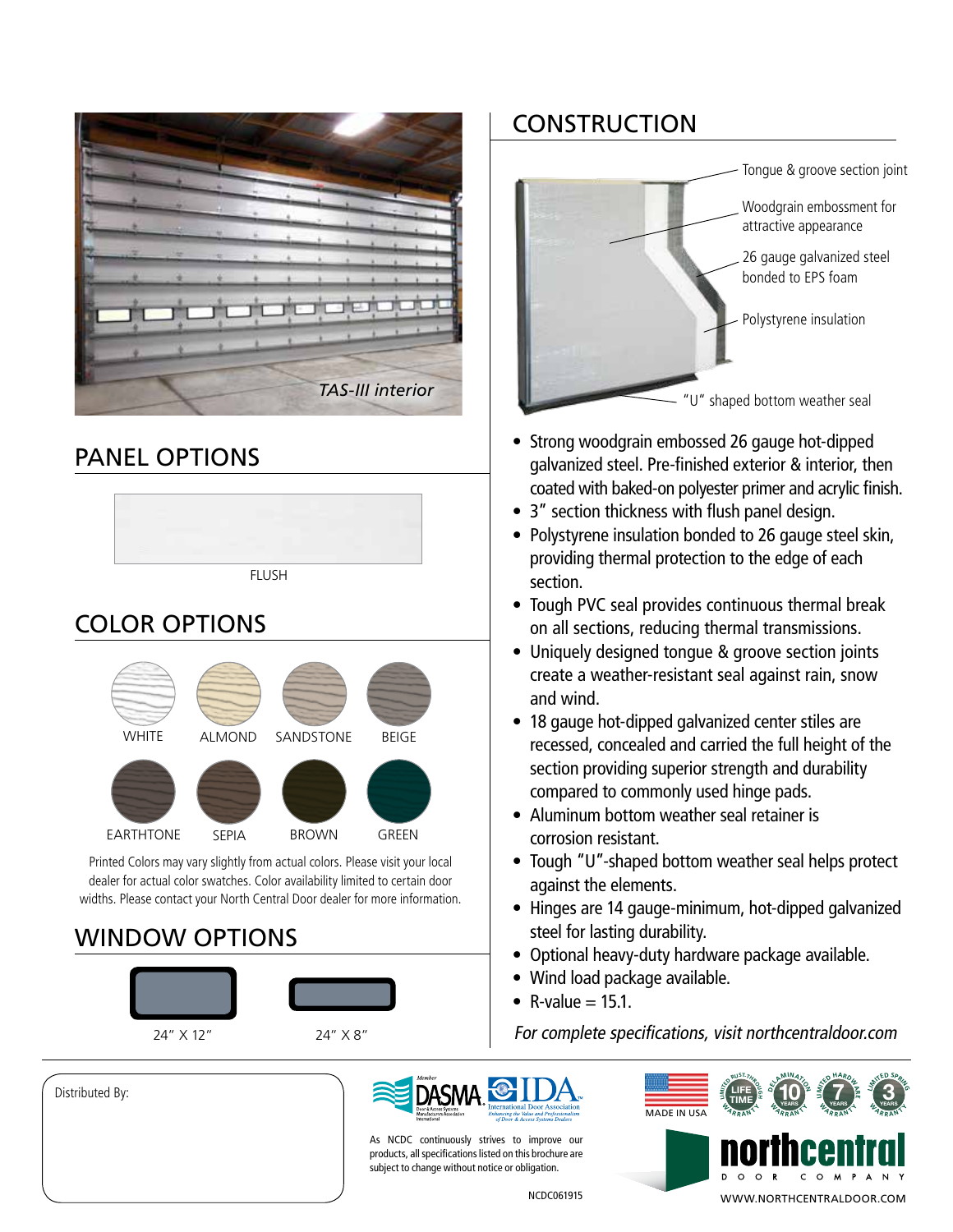TAS-III interior

## PANEL OPTIONS

FLUSH

## COLOR OPTIONS

WHITE ALMOND SANDSTONE BEIGE

EARTHTONE SEPIA BROWN GREEN

Printed Colors may vary slightly from actual colors. Please visit your local dealer for actual color swatches. Color availability limited to certain door widths. Please contact your North Central Door dealer for more information.

## WINDOW OPTIONS

24" X 12" 24" X 8"

## CONSTRUCTION

- Tongue & groove section joint
- Woodgrain embossment for attractive appearance
- 26 gauge galvanized steel bonded to EPS foam
- Polystyrene insulation
- "U" shaped bottom weather seal

- Strong woodgrain embossed 26 gauge hot-dipped galvanized steel. Pre-finished exterior & interior, then coated with baked-on polyester primer and acrylic finish.
- 3" section thickness with flush panel design.
- Polystyrene insulation bonded to 26 gauge steel skin, providing thermal protection to the edge of each section.
- Tough PVC seal provides continuous thermal break on all sections, reducing thermal transmissions.
- Uniquely designed tongue & groove section joints create a weather-resistant seal against rain, snow and wind.
- 18 gauge hot-dipped galvanized center stiles are recessed, concealed and carried the full height of the section providing superior strength and durability compared to commonly used hinge pads.
- Aluminum bottom weather seal retainer is corrosion resistant.
- Tough "U"-shaped bottom weather seal helps protect against the elements.
- Hinges are 14 gauge-minimum, hot-dipped galvanized steel for lasting durability.
- Optional heavy-duty hardware package available.
- Wind load package available.
- R-value = 15.1.

*For complete specifications, visit northcentraldoor.com*

Distributed By:

As NCDC continuously strives to improve our products, all specifications listed on this brochure are subject to change without notice or obligation.

NCDC061915

MADE IN USA

LIFETIME LIMITED RUST-THROUGH WARRANTY · 10 YEARS DELAMINATION WARRANTY · 7 YEARS LIMITED HARDWARE WARRANTY · 3 YEARS LIMITED SPRING WARRANTY

northcentral DOOR COMPANY

WWW.NORTHCENTRALDOOR.COM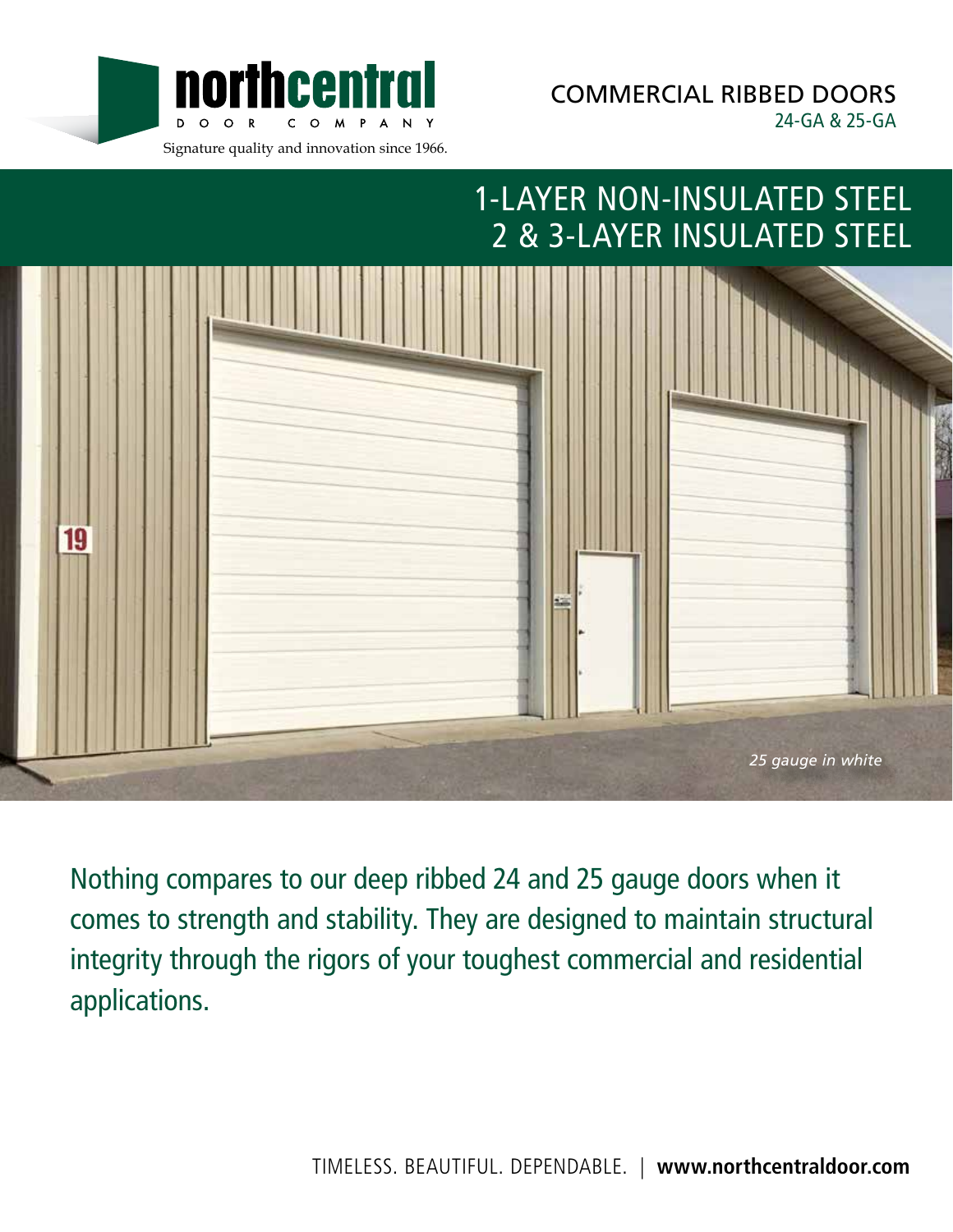northcentral DOOR COMPANY

Signature quality and innovation since 1966.

# COMMERCIAL RIBBED DOORS

24-GA & 25-GA

## 1-LAYER NON-INSULATED STEEL
## 2 & 3-LAYER INSULATED STEEL

*25 gauge in white*

Nothing compares to our deep ribbed 24 and 25 gauge doors when it comes to strength and stability. They are designed to maintain structural integrity through the rigors of your toughest commercial and residential applications.

TIMELESS. BEAUTIFUL. DEPENDABLE. | **www.northcentraldoor.com**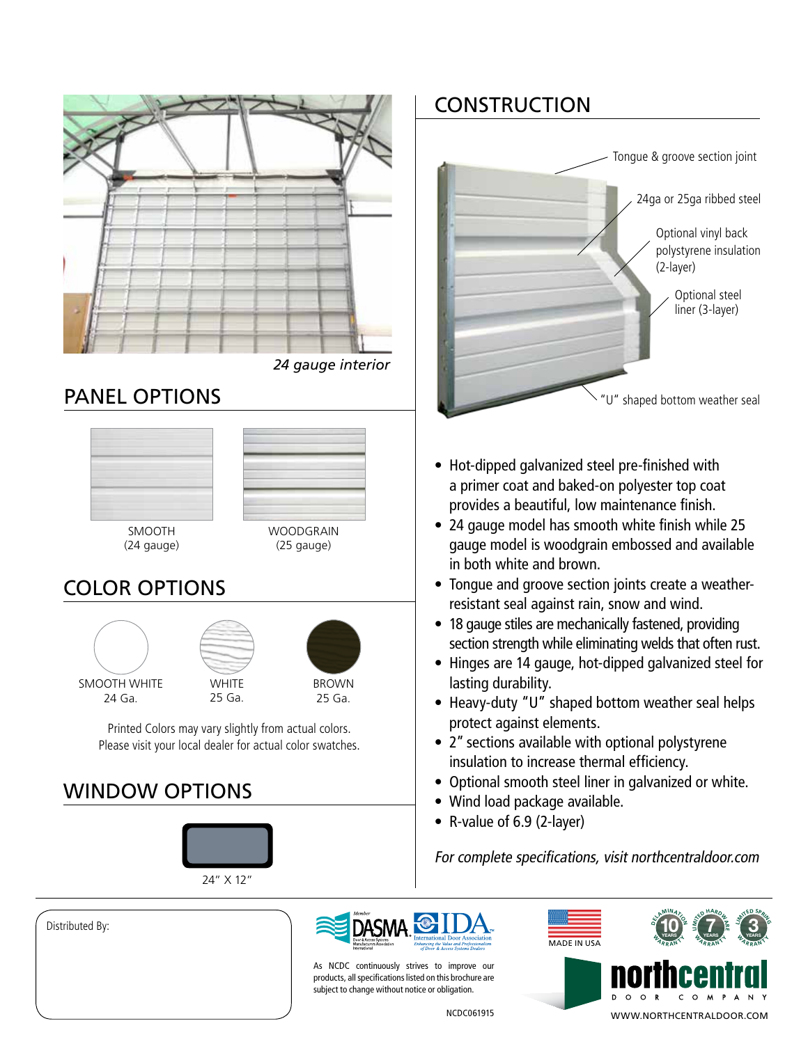24 gauge interior

## PANEL OPTIONS

SMOOTH
(24 gauge)

WOODGRAIN
(25 gauge)

## COLOR OPTIONS

SMOOTH WHITE
24 Ga.

WHITE
25 Ga.

BROWN
25 Ga.

Printed Colors may vary slightly from actual colors.
Please visit your local dealer for actual color swatches.

## WINDOW OPTIONS

24" X 12"

## CONSTRUCTION

Tongue & groove section joint

24ga or 25ga ribbed steel

Optional vinyl back polystyrene insulation (2-layer)

Optional steel liner (3-layer)

"U" shaped bottom weather seal

- Hot-dipped galvanized steel pre-finished with a primer coat and baked-on polyester top coat provides a beautiful, low maintenance finish.
- 24 gauge model has smooth white finish while 25 gauge model is woodgrain embossed and available in both white and brown.
- Tongue and groove section joints create a weather-resistant seal against rain, snow and wind.
- 18 gauge stiles are mechanically fastened, providing section strength while eliminating welds that often rust.
- Hinges are 14 gauge, hot-dipped galvanized steel for lasting durability.
- Heavy-duty "U" shaped bottom weather seal helps protect against elements.
- 2" sections available with optional polystyrene insulation to increase thermal efficiency.
- Optional smooth steel liner in galvanized or white.
- Wind load package available.
- R-value of 6.9 (2-layer)

*For complete specifications, visit northcentraldoor.com*

Distributed By:

Member DASMA Door & Access Systems Manufacturers Association International

IDA International Door Association — Enhancing the Value and Professionalism of Door & Access Systems Dealers

As NCDC continuously strives to improve our products, all specifications listed on this brochure are subject to change without notice or obligation.

NCDC061915

MADE IN USA

10 YEARS DELAMINATION WARRANTY — 7 YEARS LIMITED HARDWARE WARRANTY — 3 YEARS LIMITED SPRING WARRANTY

northcentral DOOR COMPANY

WWW.NORTHCENTRALDOOR.COM